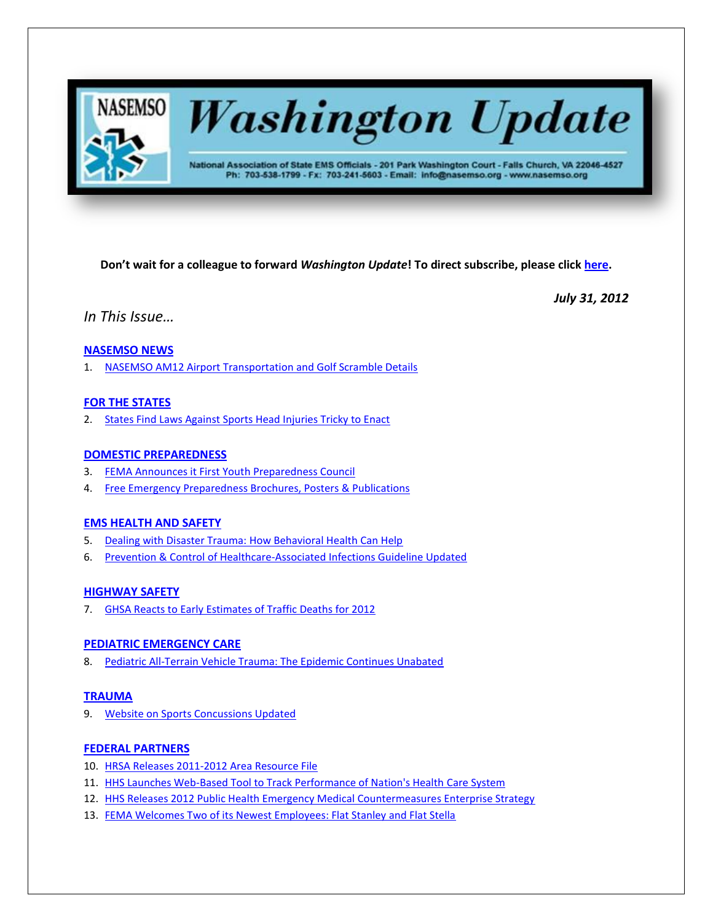# NASEMSO Washington Update

National Association of State EMS Officials - 201 Park Washington Court - Falls Church, VA 22046-4527
Ph: 703-538-1799 - Fx: 703-241-5603 - Email: info@nasemso.org - www.nasemso.org

**Don't wait for a colleague to forward *Washington Update*! To direct subscribe, please click here.**

***July 31, 2012***

*In This Issue…*

**NASEMSO NEWS**

1. NASEMSO AM12 Airport Transportation and Golf Scramble Details

**FOR THE STATES**

2. States Find Laws Against Sports Head Injuries Tricky to Enact

**DOMESTIC PREPAREDNESS**

3. FEMA Announces it First Youth Preparedness Council
4. Free Emergency Preparedness Brochures, Posters & Publications

**EMS HEALTH AND SAFETY**

5. Dealing with Disaster Trauma: How Behavioral Health Can Help
6. Prevention & Control of Healthcare-Associated Infections Guideline Updated

**HIGHWAY SAFETY**

7. GHSA Reacts to Early Estimates of Traffic Deaths for 2012

**PEDIATRIC EMERGENCY CARE**

8. Pediatric All-Terrain Vehicle Trauma: The Epidemic Continues Unabated

**TRAUMA**

9. Website on Sports Concussions Updated

**FEDERAL PARTNERS**

10. HRSA Releases 2011-2012 Area Resource File
11. HHS Launches Web-Based Tool to Track Performance of Nation's Health Care System
12. HHS Releases 2012 Public Health Emergency Medical Countermeasures Enterprise Strategy
13. FEMA Welcomes Two of its Newest Employees: Flat Stanley and Flat Stella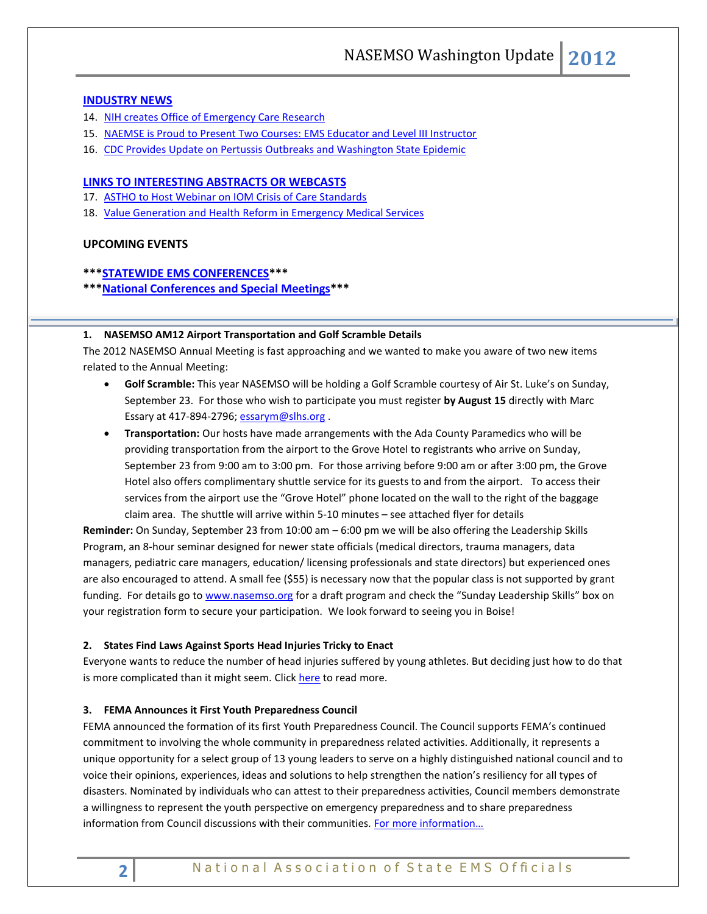**INDUSTRY NEWS**

14. NIH creates Office of Emergency Care Research
15. NAEMSE is Proud to Present Two Courses: EMS Educator and Level III Instructor
16. CDC Provides Update on Pertussis Outbreaks and Washington State Epidemic

**LINKS TO INTERESTING ABSTRACTS OR WEBCASTS**

17. ASTHO to Host Webinar on IOM Crisis of Care Standards
18. Value Generation and Health Reform in Emergency Medical Services

**UPCOMING EVENTS**

*****STATEWIDE EMS CONFERENCES*****

*****National Conferences and Special Meetings*****

---

### 1. NASEMSO AM12 Airport Transportation and Golf Scramble Details

The 2012 NASEMSO Annual Meeting is fast approaching and we wanted to make you aware of two new items related to the Annual Meeting:

- **Golf Scramble:** This year NASEMSO will be holding a Golf Scramble courtesy of Air St. Luke's on Sunday, September 23. For those who wish to participate you must register **by August 15** directly with Marc Essary at 417-894-2796; essarym@slhs.org .
- **Transportation:** Our hosts have made arrangements with the Ada County Paramedics who will be providing transportation from the airport to the Grove Hotel to registrants who arrive on Sunday, September 23 from 9:00 am to 3:00 pm. For those arriving before 9:00 am or after 3:00 pm, the Grove Hotel also offers complimentary shuttle service for its guests to and from the airport. To access their services from the airport use the "Grove Hotel" phone located on the wall to the right of the baggage claim area. The shuttle will arrive within 5-10 minutes – see attached flyer for details

**Reminder:** On Sunday, September 23 from 10:00 am – 6:00 pm we will be also offering the Leadership Skills Program, an 8-hour seminar designed for newer state officials (medical directors, trauma managers, data managers, pediatric care managers, education/ licensing professionals and state directors) but experienced ones are also encouraged to attend. A small fee ($55) is necessary now that the popular class is not supported by grant funding. For details go to www.nasemso.org for a draft program and check the "Sunday Leadership Skills" box on your registration form to secure your participation. We look forward to seeing you in Boise!

### 2. States Find Laws Against Sports Head Injuries Tricky to Enact

Everyone wants to reduce the number of head injuries suffered by young athletes. But deciding just how to do that is more complicated than it might seem. Click here to read more.

### 3. FEMA Announces it First Youth Preparedness Council

FEMA announced the formation of its first Youth Preparedness Council. The Council supports FEMA's continued commitment to involving the whole community in preparedness related activities. Additionally, it represents a unique opportunity for a select group of 13 young leaders to serve on a highly distinguished national council and to voice their opinions, experiences, ideas and solutions to help strengthen the nation's resiliency for all types of disasters. Nominated by individuals who can attest to their preparedness activities, Council members demonstrate a willingness to represent the youth perspective on emergency preparedness and to share preparedness information from Council discussions with their communities. For more information…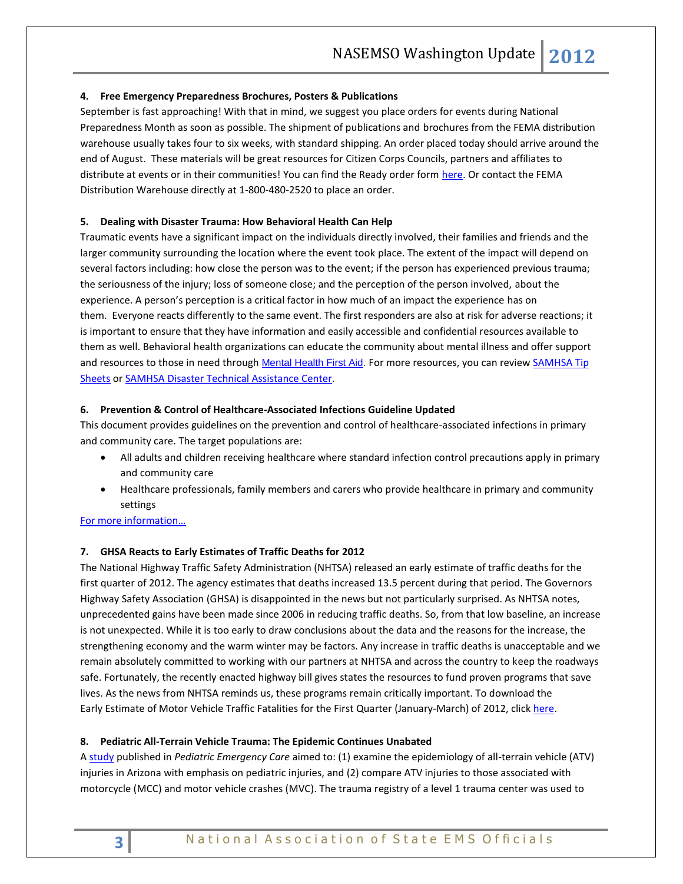### 4. Free Emergency Preparedness Brochures, Posters & Publications

September is fast approaching! With that in mind, we suggest you place orders for events during National Preparedness Month as soon as possible. The shipment of publications and brochures from the FEMA distribution warehouse usually takes four to six weeks, with standard shipping. An order placed today should arrive around the end of August. These materials will be great resources for Citizen Corps Councils, partners and affiliates to distribute at events or in their communities! You can find the Ready order form here. Or contact the FEMA Distribution Warehouse directly at 1-800-480-2520 to place an order.

### 5. Dealing with Disaster Trauma: How Behavioral Health Can Help

Traumatic events have a significant impact on the individuals directly involved, their families and friends and the larger community surrounding the location where the event took place. The extent of the impact will depend on several factors including: how close the person was to the event; if the person has experienced previous trauma; the seriousness of the injury; loss of someone close; and the perception of the person involved, about the experience. A person's perception is a critical factor in how much of an impact the experience has on them. Everyone reacts differently to the same event. The first responders are also at risk for adverse reactions; it is important to ensure that they have information and easily accessible and confidential resources available to them as well. Behavioral health organizations can educate the community about mental illness and offer support and resources to those in need through Mental Health First Aid. For more resources, you can review SAMHSA Tip Sheets or SAMHSA Disaster Technical Assistance Center.

### 6. Prevention & Control of Healthcare-Associated Infections Guideline Updated

This document provides guidelines on the prevention and control of healthcare-associated infections in primary and community care. The target populations are:

- All adults and children receiving healthcare where standard infection control precautions apply in primary and community care
- Healthcare professionals, family members and carers who provide healthcare in primary and community settings

For more information…

### 7. GHSA Reacts to Early Estimates of Traffic Deaths for 2012

The National Highway Traffic Safety Administration (NHTSA) released an early estimate of traffic deaths for the first quarter of 2012. The agency estimates that deaths increased 13.5 percent during that period. The Governors Highway Safety Association (GHSA) is disappointed in the news but not particularly surprised. As NHTSA notes, unprecedented gains have been made since 2006 in reducing traffic deaths. So, from that low baseline, an increase is not unexpected. While it is too early to draw conclusions about the data and the reasons for the increase, the strengthening economy and the warm winter may be factors. Any increase in traffic deaths is unacceptable and we remain absolutely committed to working with our partners at NHTSA and across the country to keep the roadways safe. Fortunately, the recently enacted highway bill gives states the resources to fund proven programs that save lives. As the news from NHTSA reminds us, these programs remain critically important. To download the Early Estimate of Motor Vehicle Traffic Fatalities for the First Quarter (January-March) of 2012, click here.

### 8. Pediatric All-Terrain Vehicle Trauma: The Epidemic Continues Unabated

A study published in *Pediatric Emergency Care* aimed to: (1) examine the epidemiology of all-terrain vehicle (ATV) injuries in Arizona with emphasis on pediatric injuries, and (2) compare ATV injuries to those associated with motorcycle (MCC) and motor vehicle crashes (MVC). The trauma registry of a level 1 trauma center was used to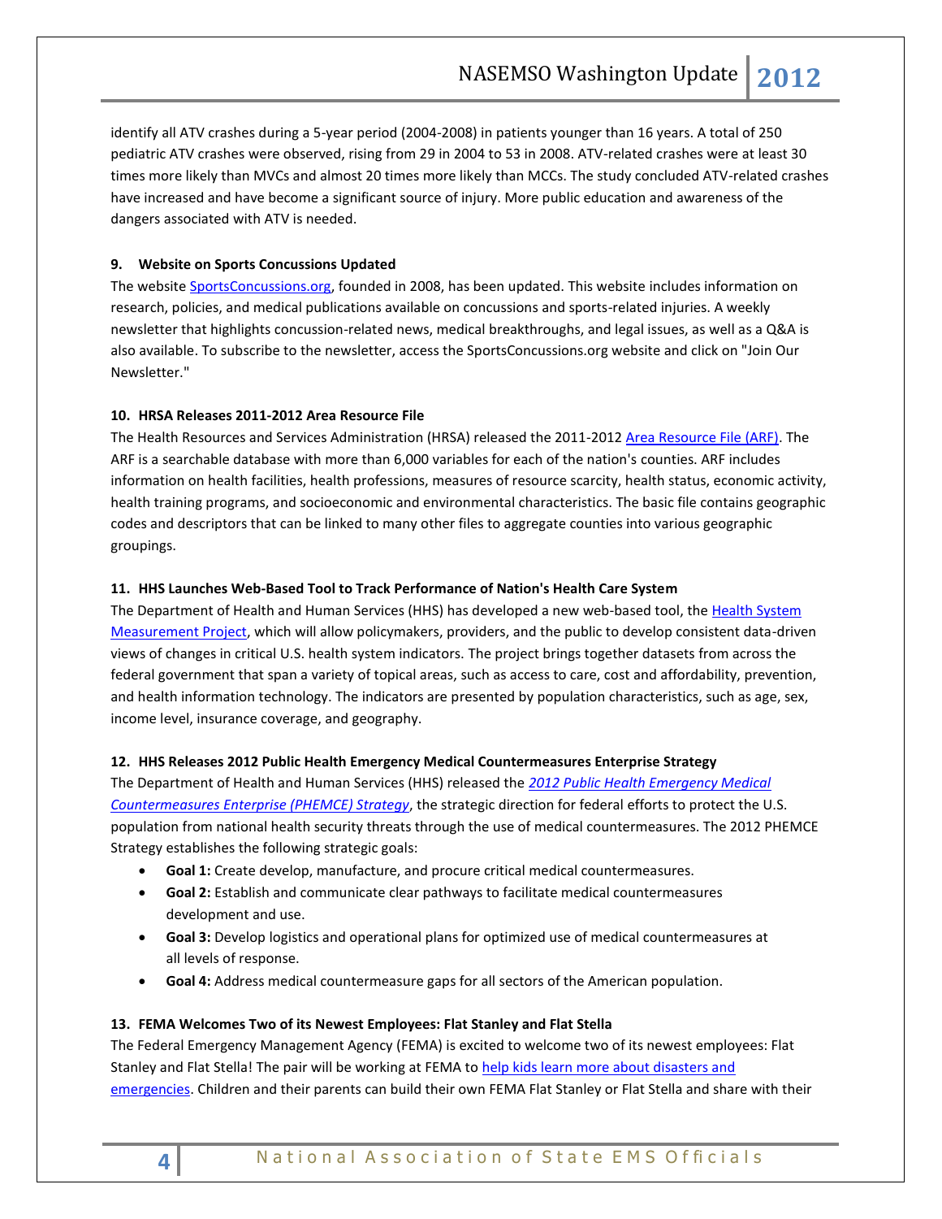identify all ATV crashes during a 5-year period (2004-2008) in patients younger than 16 years. A total of 250 pediatric ATV crashes were observed, rising from 29 in 2004 to 53 in 2008. ATV-related crashes were at least 30 times more likely than MVCs and almost 20 times more likely than MCCs. The study concluded ATV-related crashes have increased and have become a significant source of injury. More public education and awareness of the dangers associated with ATV is needed.

#### 9. Website on Sports Concussions Updated

The website [SportsConcussions.org](), founded in 2008, has been updated. This website includes information on research, policies, and medical publications available on concussions and sports-related injuries. A weekly newsletter that highlights concussion-related news, medical breakthroughs, and legal issues, as well as a Q&A is also available. To subscribe to the newsletter, access the SportsConcussions.org website and click on "Join Our Newsletter."

#### 10. HRSA Releases 2011-2012 Area Resource File

The Health Resources and Services Administration (HRSA) released the 2011-2012 [Area Resource File (ARF)](). The ARF is a searchable database with more than 6,000 variables for each of the nation's counties. ARF includes information on health facilities, health professions, measures of resource scarcity, health status, economic activity, health training programs, and socioeconomic and environmental characteristics. The basic file contains geographic codes and descriptors that can be linked to many other files to aggregate counties into various geographic groupings.

#### 11. HHS Launches Web-Based Tool to Track Performance of Nation's Health Care System

The Department of Health and Human Services (HHS) has developed a new web-based tool, the [Health System Measurement Project](), which will allow policymakers, providers, and the public to develop consistent data-driven views of changes in critical U.S. health system indicators. The project brings together datasets from across the federal government that span a variety of topical areas, such as access to care, cost and affordability, prevention, and health information technology. The indicators are presented by population characteristics, such as age, sex, income level, insurance coverage, and geography.

#### 12. HHS Releases 2012 Public Health Emergency Medical Countermeasures Enterprise Strategy

The Department of Health and Human Services (HHS) released the [*2012 Public Health Emergency Medical Countermeasures Enterprise (PHEMCE) Strategy*](), the strategic direction for federal efforts to protect the U.S. population from national health security threats through the use of medical countermeasures. The 2012 PHEMCE Strategy establishes the following strategic goals:

- **Goal 1:** Create develop, manufacture, and procure critical medical countermeasures.
- **Goal 2:** Establish and communicate clear pathways to facilitate medical countermeasures development and use.
- **Goal 3:** Develop logistics and operational plans for optimized use of medical countermeasures at all levels of response.
- **Goal 4:** Address medical countermeasure gaps for all sectors of the American population.

#### 13. FEMA Welcomes Two of its Newest Employees: Flat Stanley and Flat Stella

The Federal Emergency Management Agency (FEMA) is excited to welcome two of its newest employees: Flat Stanley and Flat Stella! The pair will be working at FEMA to [help kids learn more about disasters and emergencies](). Children and their parents can build their own FEMA Flat Stanley or Flat Stella and share with their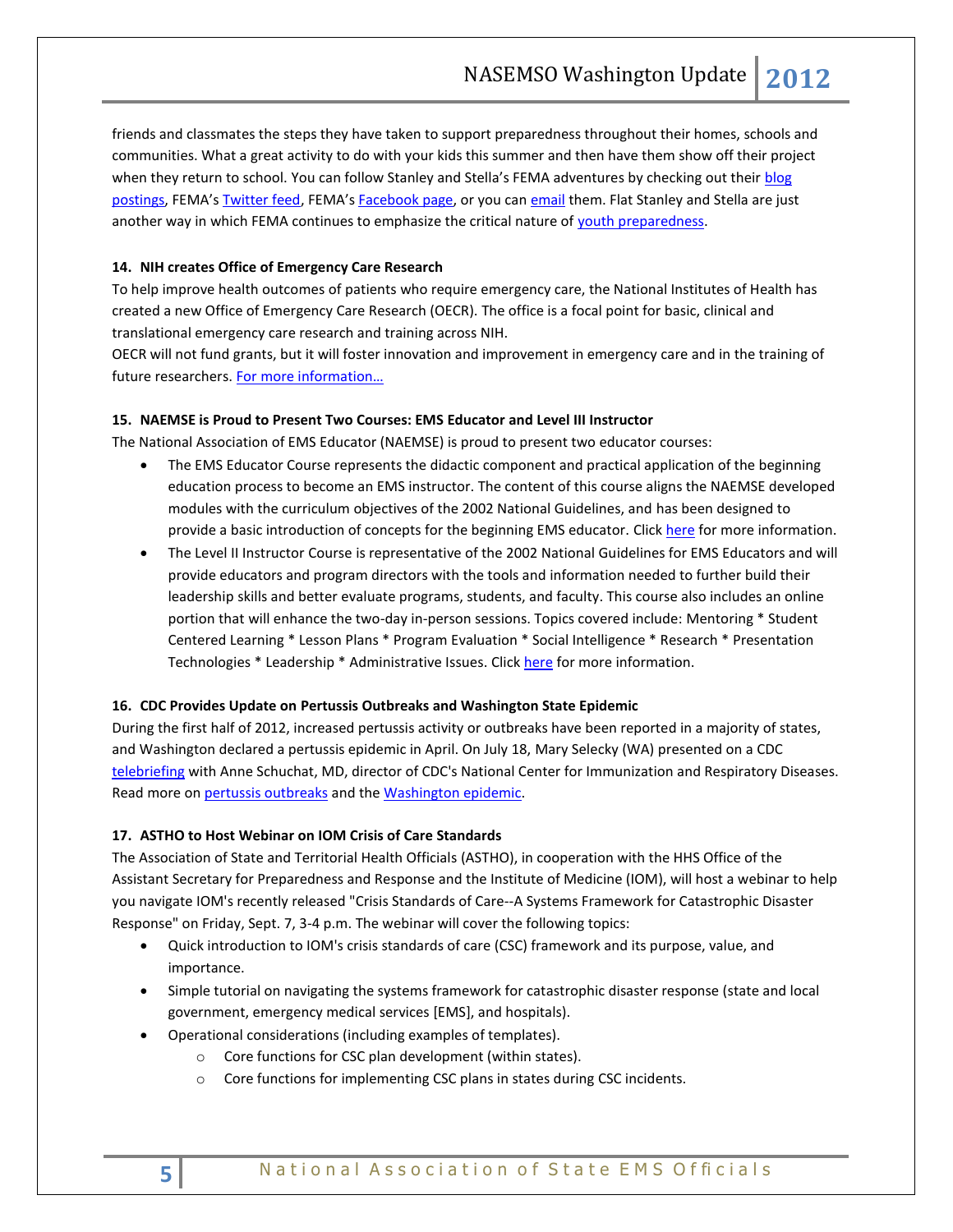friends and classmates the steps they have taken to support preparedness throughout their homes, schools and communities. What a great activity to do with your kids this summer and then have them show off their project when they return to school. You can follow Stanley and Stella's FEMA adventures by checking out their blog postings, FEMA's Twitter feed, FEMA's Facebook page, or you can email them. Flat Stanley and Stella are just another way in which FEMA continues to emphasize the critical nature of youth preparedness.

**14. NIH creates Office of Emergency Care Research**

To help improve health outcomes of patients who require emergency care, the National Institutes of Health has created a new Office of Emergency Care Research (OECR). The office is a focal point for basic, clinical and translational emergency care research and training across NIH.

OECR will not fund grants, but it will foster innovation and improvement in emergency care and in the training of future researchers. For more information…

**15. NAEMSE is Proud to Present Two Courses: EMS Educator and Level III Instructor**

The National Association of EMS Educator (NAEMSE) is proud to present two educator courses:

- The EMS Educator Course represents the didactic component and practical application of the beginning education process to become an EMS instructor. The content of this course aligns the NAEMSE developed modules with the curriculum objectives of the 2002 National Guidelines, and has been designed to provide a basic introduction of concepts for the beginning EMS educator. Click here for more information.
- The Level II Instructor Course is representative of the 2002 National Guidelines for EMS Educators and will provide educators and program directors with the tools and information needed to further build their leadership skills and better evaluate programs, students, and faculty. This course also includes an online portion that will enhance the two-day in-person sessions. Topics covered include: Mentoring * Student Centered Learning * Lesson Plans * Program Evaluation * Social Intelligence * Research * Presentation Technologies * Leadership * Administrative Issues. Click here for more information.

**16. CDC Provides Update on Pertussis Outbreaks and Washington State Epidemic**

During the first half of 2012, increased pertussis activity or outbreaks have been reported in a majority of states, and Washington declared a pertussis epidemic in April. On July 18, Mary Selecky (WA) presented on a CDC telebriefing with Anne Schuchat, MD, director of CDC's National Center for Immunization and Respiratory Diseases. Read more on pertussis outbreaks and the Washington epidemic.

**17. ASTHO to Host Webinar on IOM Crisis of Care Standards**

The Association of State and Territorial Health Officials (ASTHO), in cooperation with the HHS Office of the Assistant Secretary for Preparedness and Response and the Institute of Medicine (IOM), will host a webinar to help you navigate IOM's recently released "Crisis Standards of Care--A Systems Framework for Catastrophic Disaster Response" on Friday, Sept. 7, 3-4 p.m. The webinar will cover the following topics:

- Quick introduction to IOM's crisis standards of care (CSC) framework and its purpose, value, and importance.
- Simple tutorial on navigating the systems framework for catastrophic disaster response (state and local government, emergency medical services [EMS], and hospitals).
- Operational considerations (including examples of templates).
  - Core functions for CSC plan development (within states).
  - Core functions for implementing CSC plans in states during CSC incidents.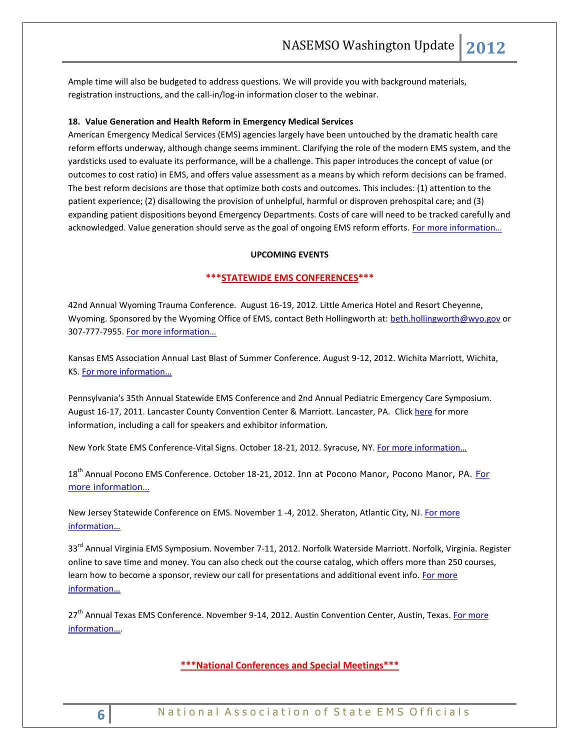Ample time will also be budgeted to address questions. We will provide you with background materials, registration instructions, and the call-in/log-in information closer to the webinar.

**18. Value Generation and Health Reform in Emergency Medical Services**

American Emergency Medical Services (EMS) agencies largely have been untouched by the dramatic health care reform efforts underway, although change seems imminent. Clarifying the role of the modern EMS system, and the yardsticks used to evaluate its performance, will be a challenge. This paper introduces the concept of value (or outcomes to cost ratio) in EMS, and offers value assessment as a means by which reform decisions can be framed. The best reform decisions are those that optimize both costs and outcomes. This includes: (1) attention to the patient experience; (2) disallowing the provision of unhelpful, harmful or disproven prehospital care; and (3) expanding patient dispositions beyond Emergency Departments. Costs of care will need to be tracked carefully and acknowledged. Value generation should serve as the goal of ongoing EMS reform efforts. For more information…

**UPCOMING EVENTS**

**\*\*\*STATEWIDE EMS CONFERENCES\*\*\***

42nd Annual Wyoming Trauma Conference. August 16-19, 2012. Little America Hotel and Resort Cheyenne, Wyoming. Sponsored by the Wyoming Office of EMS, contact Beth Hollingworth at: beth.hollingworth@wyo.gov or 307-777-7955. For more information…

Kansas EMS Association Annual Last Blast of Summer Conference. August 9-12, 2012. Wichita Marriott, Wichita, KS. For more information…

Pennsylvania's 35th Annual Statewide EMS Conference and 2nd Annual Pediatric Emergency Care Symposium. August 16-17, 2011. Lancaster County Convention Center & Marriott. Lancaster, PA. Click here for more information, including a call for speakers and exhibitor information.

New York State EMS Conference-Vital Signs. October 18-21, 2012. Syracuse, NY. For more information…

18th Annual Pocono EMS Conference. October 18-21, 2012. Inn at Pocono Manor, Pocono Manor, PA. For more information…

New Jersey Statewide Conference on EMS. November 1 -4, 2012. Sheraton, Atlantic City, NJ. For more information…

33rd Annual Virginia EMS Symposium. November 7-11, 2012. Norfolk Waterside Marriott. Norfolk, Virginia. Register online to save time and money. You can also check out the course catalog, which offers more than 250 courses, learn how to become a sponsor, review our call for presentations and additional event info. For more information…

27th Annual Texas EMS Conference. November 9-14, 2012. Austin Convention Center, Austin, Texas. For more information….

**\*\*\*National Conferences and Special Meetings\*\*\***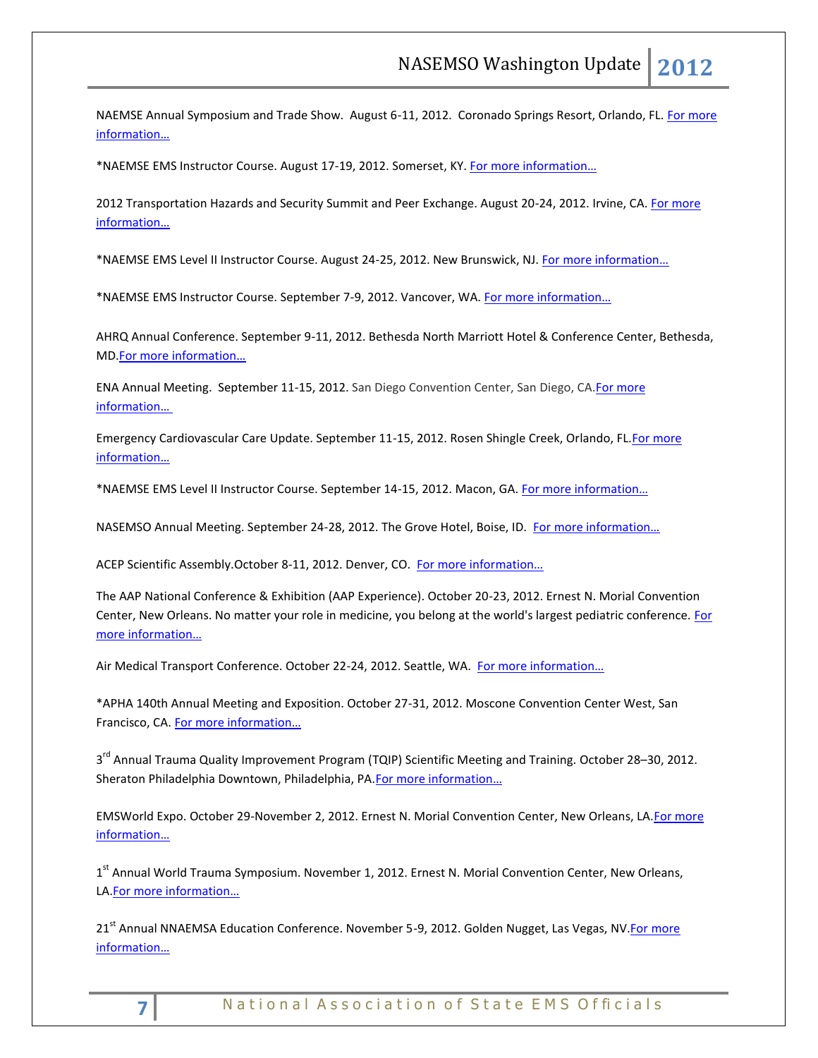NAEMSE Annual Symposium and Trade Show. August 6-11, 2012. Coronado Springs Resort, Orlando, FL. For more information…

*NAEMSE EMS Instructor Course. August 17-19, 2012. Somerset, KY. For more information…

2012 Transportation Hazards and Security Summit and Peer Exchange. August 20-24, 2012. Irvine, CA. For more information…

*NAEMSE EMS Level II Instructor Course. August 24-25, 2012. New Brunswick, NJ. For more information…

*NAEMSE EMS Instructor Course. September 7-9, 2012. Vancover, WA. For more information…

AHRQ Annual Conference. September 9-11, 2012. Bethesda North Marriott Hotel & Conference Center, Bethesda, MD.For more information…

ENA Annual Meeting. September 11-15, 2012. San Diego Convention Center, San Diego, CA.For more information…

Emergency Cardiovascular Care Update. September 11-15, 2012. Rosen Shingle Creek, Orlando, FL.For more information…

*NAEMSE EMS Level II Instructor Course. September 14-15, 2012. Macon, GA. For more information…

NASEMSO Annual Meeting. September 24-28, 2012. The Grove Hotel, Boise, ID. For more information…

ACEP Scientific Assembly.October 8-11, 2012. Denver, CO. For more information…

The AAP National Conference & Exhibition (AAP Experience). October 20-23, 2012. Ernest N. Morial Convention Center, New Orleans. No matter your role in medicine, you belong at the world's largest pediatric conference. For more information…

Air Medical Transport Conference. October 22-24, 2012. Seattle, WA. For more information…

*APHA 140th Annual Meeting and Exposition. October 27-31, 2012. Moscone Convention Center West, San Francisco, CA. For more information…

3rd Annual Trauma Quality Improvement Program (TQIP) Scientific Meeting and Training. October 28–30, 2012. Sheraton Philadelphia Downtown, Philadelphia, PA.For more information…

EMSWorld Expo. October 29-November 2, 2012. Ernest N. Morial Convention Center, New Orleans, LA.For more information…

1st Annual World Trauma Symposium. November 1, 2012. Ernest N. Morial Convention Center, New Orleans, LA.For more information…

21st Annual NNAEMSA Education Conference. November 5-9, 2012. Golden Nugget, Las Vegas, NV.For more information…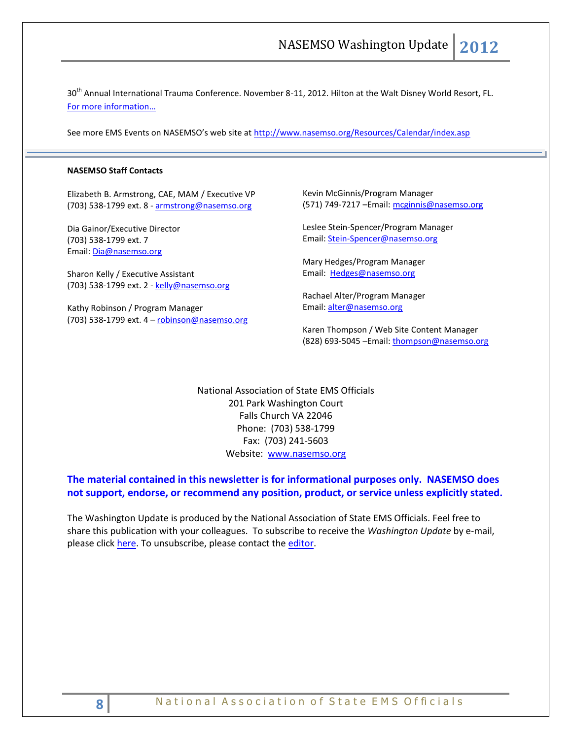30th Annual International Trauma Conference. November 8-11, 2012. Hilton at the Walt Disney World Resort, FL. For more information…

See more EMS Events on NASEMSO's web site at http://www.nasemso.org/Resources/Calendar/index.asp

---

**NASEMSO Staff Contacts**

Elizabeth B. Armstrong, CAE, MAM / Executive VP
(703) 538-1799 ext. 8 - armstrong@nasemso.org

Dia Gainor/Executive Director
(703) 538-1799 ext. 7
Email: Dia@nasemso.org

Sharon Kelly / Executive Assistant
(703) 538-1799 ext. 2 - kelly@nasemso.org

Kathy Robinson / Program Manager
(703) 538-1799 ext. 4 – robinson@nasemso.org

Kevin McGinnis/Program Manager
(571) 749-7217 –Email: mcginnis@nasemso.org

Leslee Stein-Spencer/Program Manager
Email: Stein-Spencer@nasemso.org

Mary Hedges/Program Manager
Email: Hedges@nasemso.org

Rachael Alter/Program Manager
Email: alter@nasemso.org

Karen Thompson / Web Site Content Manager
(828) 693-5045 –Email: thompson@nasemso.org

National Association of State EMS Officials
201 Park Washington Court
Falls Church VA 22046
Phone: (703) 538-1799
Fax: (703) 241-5603
Website: www.nasemso.org

**The material contained in this newsletter is for informational purposes only. NASEMSO does not support, endorse, or recommend any position, product, or service unless explicitly stated.**

The Washington Update is produced by the National Association of State EMS Officials. Feel free to share this publication with your colleagues. To subscribe to receive the *Washington Update* by e-mail, please click here. To unsubscribe, please contact the editor.